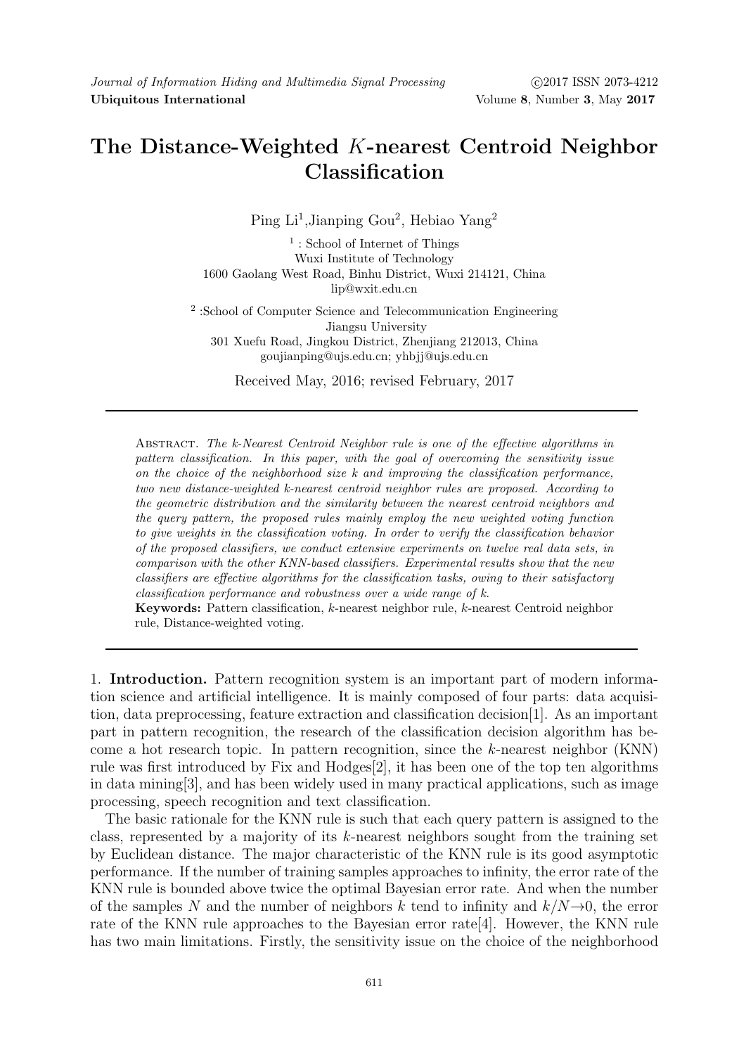# The Distance-Weighted $K$-nearest Centroid Neighbor Classification

Ping Li[1], Jianping Gou[2], Hebiao Yang[2]

[1] : School of Internet of Things
Wuxi Institute of Technology
1600 Gaolang West Road, Binhu District, Wuxi 214121, China
lip@wxit.edu.cn

[2] :School of Computer Science and Telecommunication Engineering
Jiangsu University
301 Xuefu Road, Jingkou District, Zhenjiang 212013, China
goujianping@ujs.edu.cn; yhbjj@ujs.edu.cn

Received May, 2016; revised February, 2017

Abstract. *The k-Nearest Centroid Neighbor rule is one of the effective algorithms in pattern classification. In this paper, with the goal of overcoming the sensitivity issue on the choice of the neighborhood size k and improving the classification performance, two new distance-weighted k-nearest centroid neighbor rules are proposed. According to the geometric distribution and the similarity between the nearest centroid neighbors and the query pattern, the proposed rules mainly employ the new weighted voting function to give weights in the classification voting. In order to verify the classification behavior of the proposed classifiers, we conduct extensive experiments on twelve real data sets, in comparison with the other KNN-based classifiers. Experimental results show that the new classifiers are effective algorithms for the classification tasks, owing to their satisfactory classification performance and robustness over a wide range of k.*

**Keywords:** Pattern classification, $k$-nearest neighbor rule, $k$-nearest Centroid neighbor rule, Distance-weighted voting.

## 1. Introduction.

Pattern recognition system is an important part of modern information science and artificial intelligence. It is mainly composed of four parts: data acquisition, data preprocessing, feature extraction and classification decision[1]. As an important part in pattern recognition, the research of the classification decision algorithm has become a hot research topic. In pattern recognition, since the $k$-nearest neighbor (KNN) rule was first introduced by Fix and Hodges[2], it has been one of the top ten algorithms in data mining[3], and has been widely used in many practical applications, such as image processing, speech recognition and text classification.

The basic rationale for the KNN rule is such that each query pattern is assigned to the class, represented by a majority of its $k$-nearest neighbors sought from the training set by Euclidean distance. The major characteristic of the KNN rule is its good asymptotic performance. If the number of training samples approaches to infinity, the error rate of the KNN rule is bounded above twice the optimal Bayesian error rate. And when the number of the samples $N$ and the number of neighbors $k$ tend to infinity and $k/N \rightarrow 0$, the error rate of the KNN rule approaches to the Bayesian error rate[4]. However, the KNN rule has two main limitations. Firstly, the sensitivity issue on the choice of the neighborhood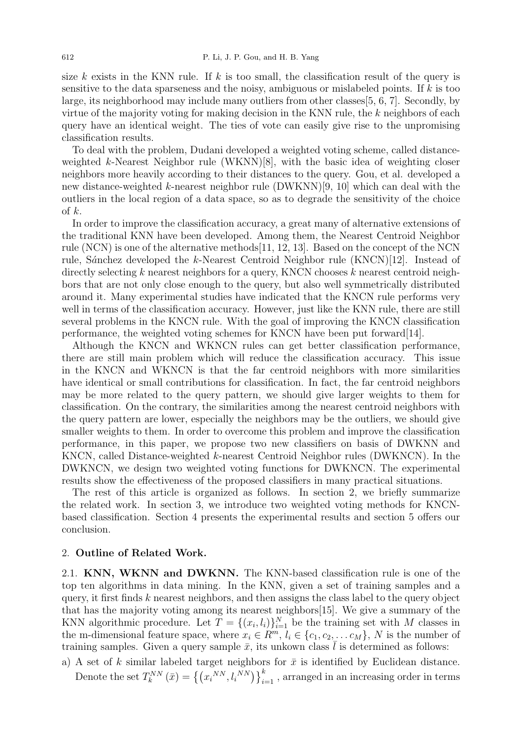size $k$ exists in the KNN rule. If $k$ is too small, the classification result of the query is sensitive to the data sparseness and the noisy, ambiguous or mislabeled points. If $k$ is too large, its neighborhood may include many outliers from other classes[5, 6, 7]. Secondly, by virtue of the majority voting for making decision in the KNN rule, the $k$ neighbors of each query have an identical weight. The ties of vote can easily give rise to the unpromising classification results.

To deal with the problem, Dudani developed a weighted voting scheme, called distance-weighted $k$-Nearest Neighbor rule (WKNN)[8], with the basic idea of weighting closer neighbors more heavily according to their distances to the query. Gou, et al. developed a new distance-weighted $k$-nearest neighbor rule (DWKNN)[9, 10] which can deal with the outliers in the local region of a data space, so as to degrade the sensitivity of the choice of $k$.

In order to improve the classification accuracy, a great many of alternative extensions of the traditional KNN have been developed. Among them, the Nearest Centroid Neighbor rule (NCN) is one of the alternative methods[11, 12, 13]. Based on the concept of the NCN rule, Sánchez developed the $k$-Nearest Centroid Neighbor rule (KNCN)[12]. Instead of directly selecting $k$ nearest neighbors for a query, KNCN chooses $k$ nearest centroid neighbors that are not only close enough to the query, but also well symmetrically distributed around it. Many experimental studies have indicated that the KNCN rule performs very well in terms of the classification accuracy. However, just like the KNN rule, there are still several problems in the KNCN rule. With the goal of improving the KNCN classification performance, the weighted voting schemes for KNCN have been put forward[14].

Although the KNCN and WKNCN rules can get better classification performance, there are still main problem which will reduce the classification accuracy. This issue in the KNCN and WKNCN is that the far centroid neighbors with more similarities have identical or small contributions for classification. In fact, the far centroid neighbors may be more related to the query pattern, we should give larger weights to them for classification. On the contrary, the similarities among the nearest centroid neighbors with the query pattern are lower, especially the neighbors may be the outliers, we should give smaller weights to them. In order to overcome this problem and improve the classification performance, in this paper, we propose two new classifiers on basis of DWKNN and KNCN, called Distance-weighted $k$-nearest Centroid Neighbor rules (DWKNCN). In the DWKNCN, we design two weighted voting functions for DWKNCN. The experimental results show the effectiveness of the proposed classifiers in many practical situations.

The rest of this article is organized as follows. In section 2, we briefly summarize the related work. In section 3, we introduce two weighted voting methods for KNCN-based classification. Section 4 presents the experimental results and section 5 offers our conclusion.

## 2. Outline of Related Work.

**2.1. KNN, WKNN and DWKNN.** The KNN-based classification rule is one of the top ten algorithms in data mining. In the KNN, given a set of training samples and a query, it first finds $k$ nearest neighbors, and then assigns the class label to the query object that has the majority voting among its nearest neighbors[15]. We give a summary of the KNN algorithmic procedure. Let $T = \{(x_i, l_i)\}_{i=1}^{N}$ be the training set with $M$ classes in the m-dimensional feature space, where $x_i \in R^m$, $l_i \in \{c_1, c_2, \ldots c_M\}$, $N$ is the number of training samples. Given a query sample $\bar{x}$, its unkown class $\bar{l}$ is determined as follows:

a) A set of $k$ similar labeled target neighbors for $\bar{x}$ is identified by Euclidean distance. Denote the set $T_k^{NN}(\bar{x}) = \left\{\left(x_i^{NN}, l_i^{NN}\right)\right\}_{i=1}^{k}$ , arranged in an increasing order in terms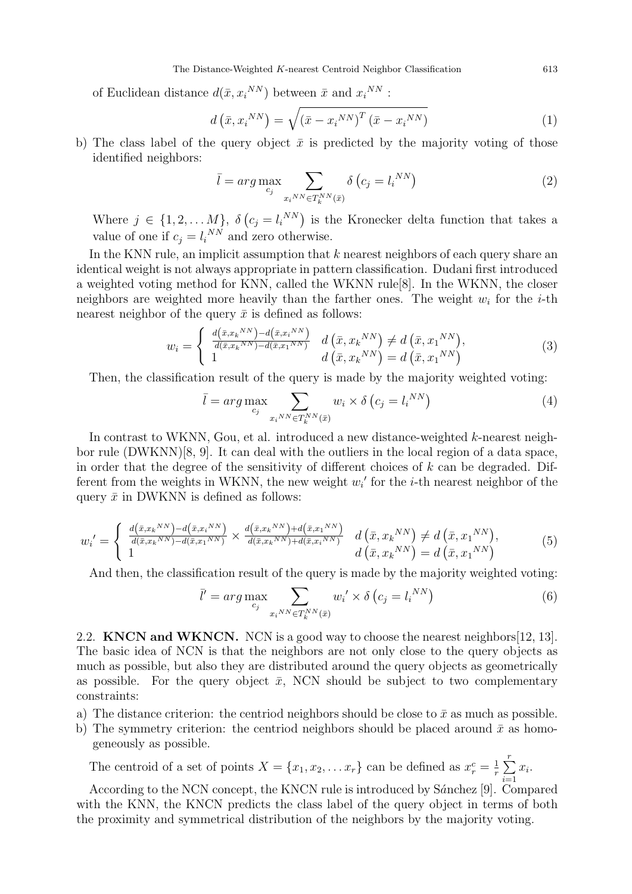of Euclidean distance $d(\bar{x}, {x_i}^{NN})$ between $\bar{x}$ and ${x_i}^{NN}$ :

$$d\left(\bar{x}, {x_i}^{NN}\right) = \sqrt{\left(\bar{x} - {x_i}^{NN}\right)^T \left(\bar{x} - {x_i}^{NN}\right)} \tag{1}$$

b) The class label of the query object $\bar{x}$ is predicted by the majority voting of those identified neighbors:

$$\bar{l} = arg \max_{c_j} \sum_{{x_i}^{NN} \in T_k^{NN}(\bar{x})} \delta\left(c_j = {l_i}^{NN}\right) \tag{2}$$

Where $j \in \{1, 2, \ldots M\}$, $\delta\left(c_j = {l_i}^{NN}\right)$ is the Kronecker delta function that takes a value of one if $c_j = {l_i}^{NN}$ and zero otherwise.

In the KNN rule, an implicit assumption that $k$ nearest neighbors of each query share an identical weight is not always appropriate in pattern classification. Dudani first introduced a weighted voting method for KNN, called the WKNN rule[8]. In the WKNN, the closer neighbors are weighted more heavily than the farther ones. The weight $w_i$ for the $i$-th nearest neighbor of the query $\bar{x}$ is defined as follows:

$$w_i = \begin{cases} \frac{d\left(\bar{x}, {x_k}^{NN}\right) - d\left(\bar{x}, {x_i}^{NN}\right)}{d\left(\bar{x}, {x_k}^{NN}\right) - d\left(\bar{x}, {x_1}^{NN}\right)} & d\left(\bar{x}, {x_k}^{NN}\right) \neq d\left(\bar{x}, {x_1}^{NN}\right), \\ 1 & d\left(\bar{x}, {x_k}^{NN}\right) = d\left(\bar{x}, {x_1}^{NN}\right) \end{cases} \tag{3}$$

Then, the classification result of the query is made by the majority weighted voting:

$$\bar{l} = arg \max_{c_j} \sum_{{x_i}^{NN} \in T_k^{NN}(\bar{x})} w_i \times \delta\left(c_j = {l_i}^{NN}\right) \tag{4}$$

In contrast to WKNN, Gou, et al. introduced a new distance-weighted $k$-nearest neighbor rule (DWKNN)[8, 9]. It can deal with the outliers in the local region of a data space, in order that the degree of the sensitivity of different choices of $k$ can be degraded. Different from the weights in WKNN, the new weight ${w_i}'$ for the $i$-th nearest neighbor of the query $\bar{x}$ in DWKNN is defined as follows:

$${w_i}' = \begin{cases} \frac{d\left(\bar{x}, {x_k}^{NN}\right) - d\left(\bar{x}, {x_i}^{NN}\right)}{d\left(\bar{x}, {x_k}^{NN}\right) - d\left(\bar{x}, {x_1}^{NN}\right)} \times \frac{d\left(\bar{x}, {x_k}^{NN}\right) + d\left(\bar{x}, {x_1}^{NN}\right)}{d\left(\bar{x}, {x_k}^{NN}\right) + d\left(\bar{x}, {x_i}^{NN}\right)} & d\left(\bar{x}, {x_k}^{NN}\right) \neq d\left(\bar{x}, {x_1}^{NN}\right), \\ 1 & d\left(\bar{x}, {x_k}^{NN}\right) = d\left(\bar{x}, {x_1}^{NN}\right) \end{cases} \tag{5}$$

And then, the classification result of the query is made by the majority weighted voting:

$$\bar{l}' = arg \max_{c_j} \sum_{{x_i}^{NN} \in T_k^{NN}(\bar{x})} {w_i}' \times \delta\left(c_j = {l_i}^{NN}\right) \tag{6}$$

2.2. **KNCN and WKNCN.** NCN is a good way to choose the nearest neighbors[12, 13]. The basic idea of NCN is that the neighbors are not only close to the query objects as much as possible, but also they are distributed around the query objects as geometrically as possible. For the query object $\bar{x}$, NCN should be subject to two complementary constraints:

a) The distance criterion: the centriod neighbors should be close to $\bar{x}$ as much as possible.
b) The symmetry criterion: the centriod neighbors should be placed around $\bar{x}$ as homogeneously as possible.

The centroid of a set of points $X = \{x_1, x_2, \ldots x_r\}$ can be defined as $x_r^c = \frac{1}{r} \sum_{i=1}^{r} x_i$.

According to the NCN concept, the KNCN rule is introduced by Sánchez [9]. Compared with the KNN, the KNCN predicts the class label of the query object in terms of both the proximity and symmetrical distribution of the neighbors by the majority voting.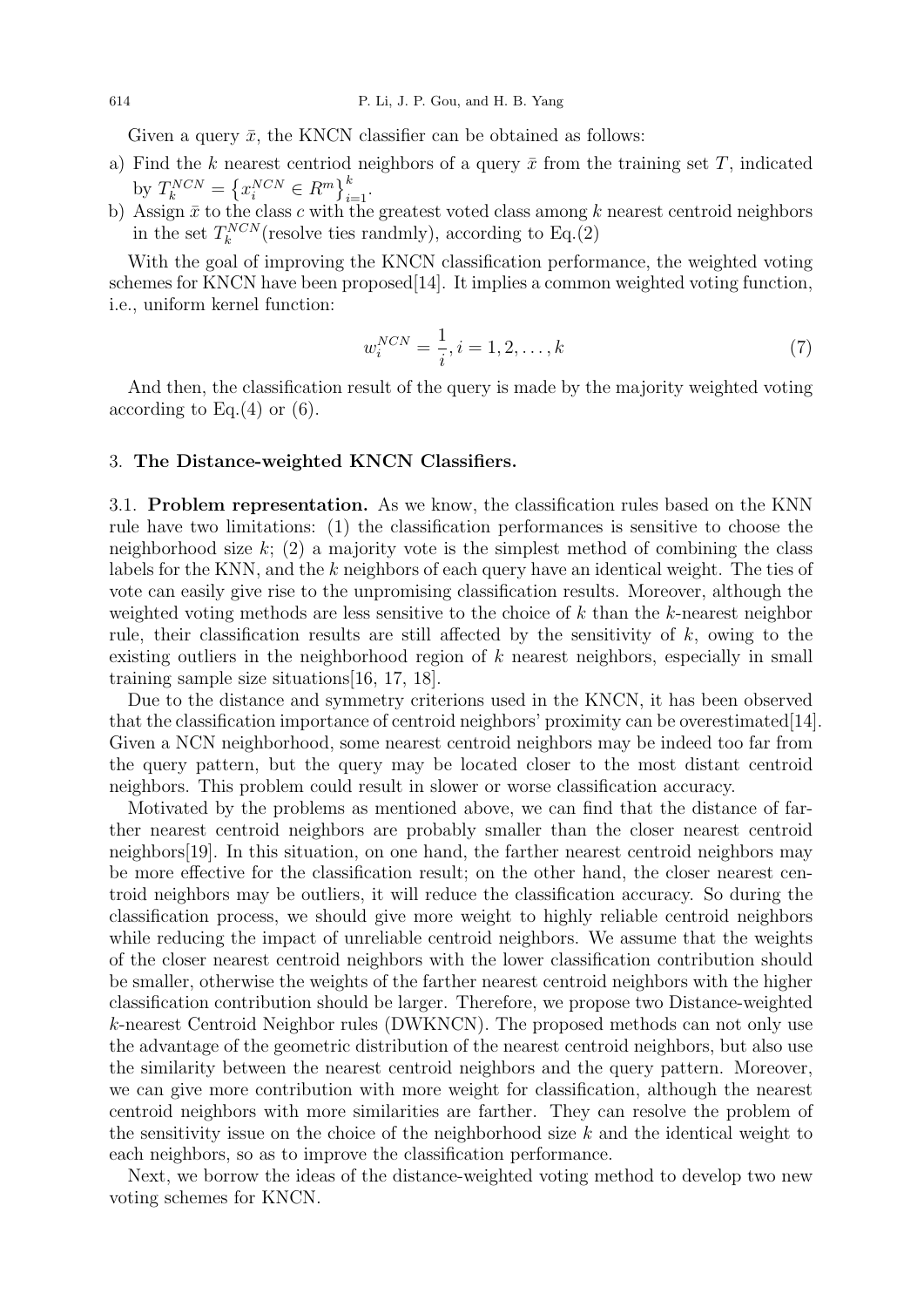Given a query $\bar{x}$, the KNCN classifier can be obtained as follows:

a) Find the $k$ nearest centriod neighbors of a query $\bar{x}$ from the training set $T$, indicated by $T_k^{NCN} = \left\{x_i^{NCN} \in R^m\right\}_{i=1}^{k}$.
b) Assign $\bar{x}$ to the class $c$ with the greatest voted class among $k$ nearest centroid neighbors in the set $T_k^{NCN}$(resolve ties randmly), according to Eq.(2)

With the goal of improving the KNCN classification performance, the weighted voting schemes for KNCN have been proposed[14]. It implies a common weighted voting function, i.e., uniform kernel function:

$$w_i^{NCN} = \frac{1}{i}, i = 1, 2, \ldots, k \tag{7}$$

And then, the classification result of the query is made by the majority weighted voting according to Eq.(4) or (6).

## 3. The Distance-weighted KNCN Classifiers.

**3.1. Problem representation.** As we know, the classification rules based on the KNN rule have two limitations: (1) the classification performances is sensitive to choose the neighborhood size $k$; (2) a majority vote is the simplest method of combining the class labels for the KNN, and the $k$ neighbors of each query have an identical weight. The ties of vote can easily give rise to the unpromising classification results. Moreover, although the weighted voting methods are less sensitive to the choice of $k$ than the $k$-nearest neighbor rule, their classification results are still affected by the sensitivity of $k$, owing to the existing outliers in the neighborhood region of $k$ nearest neighbors, especially in small training sample size situations[16, 17, 18].

Due to the distance and symmetry criterions used in the KNCN, it has been observed that the classification importance of centroid neighbors' proximity can be overestimated[14]. Given a NCN neighborhood, some nearest centroid neighbors may be indeed too far from the query pattern, but the query may be located closer to the most distant centroid neighbors. This problem could result in slower or worse classification accuracy.

Motivated by the problems as mentioned above, we can find that the distance of farther nearest centroid neighbors are probably smaller than the closer nearest centroid neighbors[19]. In this situation, on one hand, the farther nearest centroid neighbors may be more effective for the classification result; on the other hand, the closer nearest centroid neighbors may be outliers, it will reduce the classification accuracy. So during the classification process, we should give more weight to highly reliable centroid neighbors while reducing the impact of unreliable centroid neighbors. We assume that the weights of the closer nearest centroid neighbors with the lower classification contribution should be smaller, otherwise the weights of the farther nearest centroid neighbors with the higher classification contribution should be larger. Therefore, we propose two Distance-weighted $k$-nearest Centroid Neighbor rules (DWKNCN). The proposed methods can not only use the advantage of the geometric distribution of the nearest centroid neighbors, but also use the similarity between the nearest centroid neighbors and the query pattern. Moreover, we can give more contribution with more weight for classification, although the nearest centroid neighbors with more similarities are farther. They can resolve the problem of the sensitivity issue on the choice of the neighborhood size $k$ and the identical weight to each neighbors, so as to improve the classification performance.

Next, we borrow the ideas of the distance-weighted voting method to develop two new voting schemes for KNCN.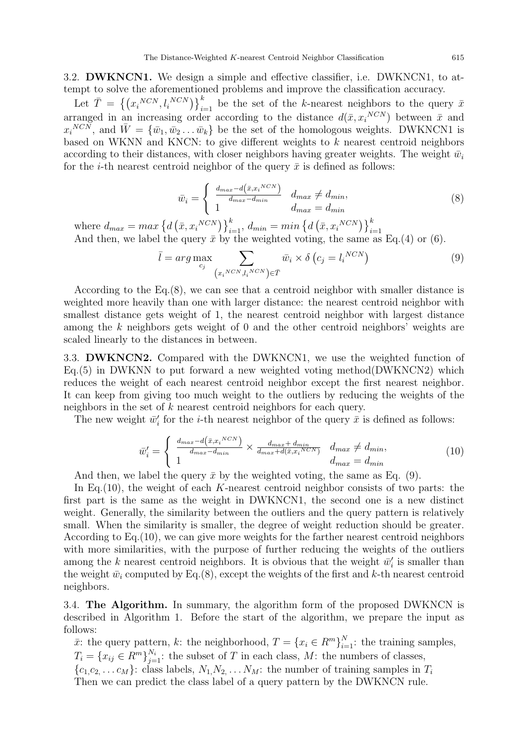3.2. **DWKNCN1.** We design a simple and effective classifier, i.e. DWKNCN1, to attempt to solve the aforementioned problems and improve the classification accuracy.

Let $\bar{T} = \left\{\left(x_i{}^{NCN}, l_i{}^{NCN}\right)\right\}_{i=1}^{k}$ be the set of the $k$-nearest neighbors to the query $\bar{x}$ arranged in an increasing order according to the distance $d(\bar{x}, x_i{}^{NCN})$ between $\bar{x}$ and $x_i{}^{NCN}$, and $\bar{W} = \{\bar{w}_1, \bar{w}_2 \ldots \bar{w}_k\}$ be the set of the homologous weights. DWKNCN1 is based on WKNN and KNCN: to give different weights to $k$ nearest centroid neighbors according to their distances, with closer neighbors having greater weights. The weight $\bar{w}_i$ for the $i$-th nearest centroid neighbor of the query $\bar{x}$ is defined as follows:

$$\bar{w}_i = \begin{cases} \frac{d_{max} - d\left(\bar{x}, x_i{}^{NCN}\right)}{d_{max} - d_{min}} & d_{max} \neq d_{min}, \\ 1 & d_{max} = d_{min} \end{cases} \tag{8}$$

where $d_{max} = max\left\{d\left(\bar{x}, x_i{}^{NCN}\right)\right\}_{i=1}^{k}$, $d_{min} = min\left\{d\left(\bar{x}, x_i{}^{NCN}\right)\right\}_{i=1}^{k}$

And then, we label the query $\bar{x}$ by the weighted voting, the same as Eq.(4) or (6).

$$\bar{l} = arg \max_{c_j} \sum_{\left(x_i{}^{NCN}, l_i{}^{NCN}\right) \in \bar{T}} \bar{w}_i \times \delta\left(c_j = l_i{}^{NCN}\right) \tag{9}$$

According to the Eq.(8), we can see that a centroid neighbor with smaller distance is weighted more heavily than one with larger distance: the nearest centroid neighbor with smallest distance gets weight of 1, the nearest centroid neighbor with largest distance among the $k$ neighbors gets weight of 0 and the other centroid neighbors' weights are scaled linearly to the distances in between.

3.3. **DWKNCN2.** Compared with the DWKNCN1, we use the weighted function of Eq.(5) in DWKNN to put forward a new weighted voting method(DWKNCN2) which reduces the weight of each nearest centroid neighbor except the first nearest neighbor. It can keep from giving too much weight to the outliers by reducing the weights of the neighbors in the set of $k$ nearest centroid neighbors for each query.

The new weight $\bar{w}_i'$ for the $i$-th nearest neighbor of the query $\bar{x}$ is defined as follows:

$$\bar{w}_i' = \begin{cases} \frac{d_{max} - d\left(\bar{x}, x_i{}^{NCN}\right)}{d_{max} - d_{min}} \times \frac{d_{max} + d_{min}}{d_{max} + d\left(\bar{x}, x_i{}^{NCN}\right)} & d_{max} \neq d_{min}, \\ 1 & d_{max} = d_{min} \end{cases} \tag{10}$$

And then, we label the query $\bar{x}$ by the weighted voting, the same as Eq. (9).

In Eq.(10), the weight of each $K$-nearest centroid neighbor consists of two parts: the first part is the same as the weight in DWKNCN1, the second one is a new distinct weight. Generally, the similarity between the outliers and the query pattern is relatively small. When the similarity is smaller, the degree of weight reduction should be greater. According to Eq.(10), we can give more weights for the farther nearest centroid neighbors with more similarities, with the purpose of further reducing the weights of the outliers among the $k$ nearest centroid neighbors. It is obvious that the weight $\bar{w}_i'$ is smaller than the weight $\bar{w}_i$ computed by Eq.(8), except the weights of the first and $k$-th nearest centroid neighbors.

3.4. **The Algorithm.** In summary, the algorithm form of the proposed DWKNCN is described in Algorithm 1. Before the start of the algorithm, we prepare the input as follows:

$\bar{x}$: the query pattern, $k$: the neighborhood, $T = \{x_i \in R^m\}_{i=1}^{N}$: the training samples, $T_i = \{x_{ij} \in R^m\}_{j=1}^{N_i}$: the subset of $T$ in each class, $M$: the numbers of classes, $\{c_1, c_2, \ldots c_M\}$: class labels, $N_1, N_2, \ldots N_M$: the number of training samples in $T_i$

Then we can predict the class label of a query pattern by the DWKNCN rule.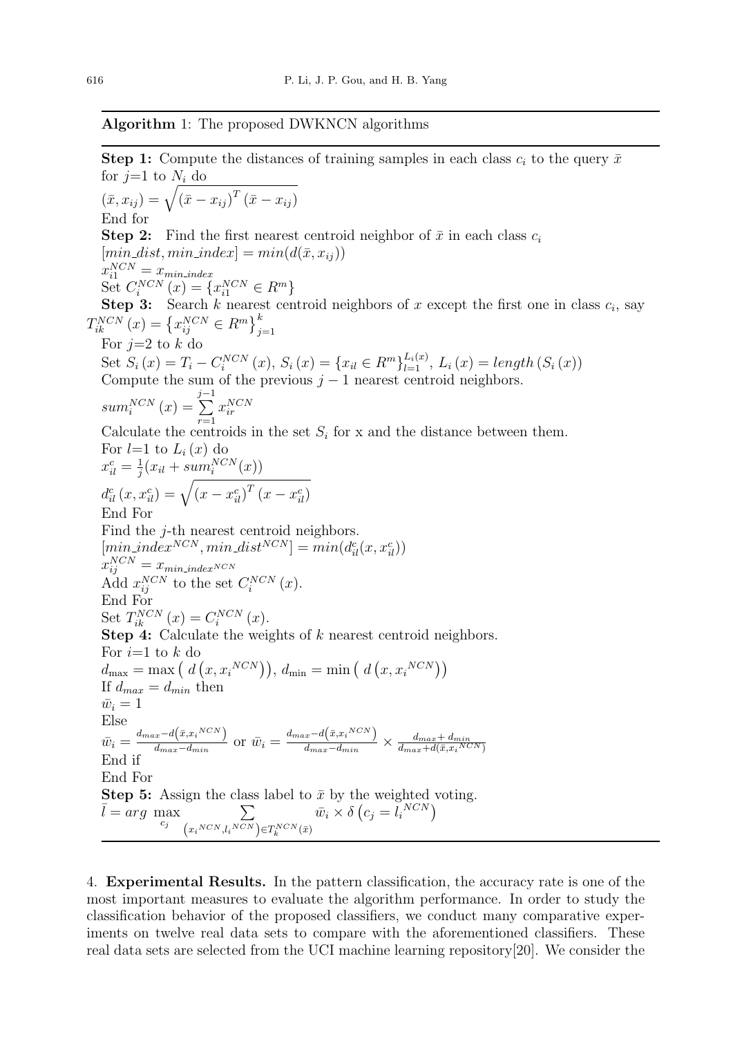**Algorithm** 1: The proposed DWKNCN algorithms

**Step 1:** Compute the distances of training samples in each class $c_i$ to the query $\bar{x}$

for $j$=1 to $N_i$ do

$(\bar{x}, x_{ij}) = \sqrt{(\bar{x} - x_{ij})^T (\bar{x} - x_{ij})}$

End for

**Step 2:** Find the first nearest centroid neighbor of $\bar{x}$ in each class $c_i$

$[min\_dist, min\_index] = min(d(\bar{x}, x_{ij}))$

$x_{i1}^{NCN} = x_{min\_index}$

Set $C_i^{NCN}(x) = \{x_{i1}^{NCN} \in R^m\}$

**Step 3:** Search $k$ nearest centroid neighbors of $x$ except the first one in class $c_i$, say $T_{ik}^{NCN}(x) = \{x_{ij}^{NCN} \in R^m\}_{j=1}^{k}$

For $j$=2 to $k$ do

Set $S_i(x) = T_i - C_i^{NCN}(x)$, $S_i(x) = \{x_{il} \in R^m\}_{l=1}^{L_i(x)}$, $L_i(x) = length(S_i(x))$

Compute the sum of the previous $j-1$ nearest centroid neighbors.

$sum_i^{NCN}(x) = \sum_{r=1}^{j-1} x_{ir}^{NCN}$

Calculate the centroids in the set $S_i$ for x and the distance between them.

For $l$=1 to $L_i(x)$ do

$x_{il}^c = \frac{1}{j}(x_{il} + sum_i^{NCN}(x))$

$d_{il}^c(x, x_{il}^c) = \sqrt{(x - x_{il}^c)^T (x - x_{il}^c)}$

End For

Find the $j$-th nearest centroid neighbors.

$[min\_index^{NCN}, min\_dist^{NCN}] = min(d_{il}^c(x, x_{il}^c))$

$x_{ij}^{NCN} = x_{min\_index^{NCN}}$

Add $x_{ij}^{NCN}$ to the set $C_i^{NCN}(x)$.

End For

Set $T_{ik}^{NCN}(x) = C_i^{NCN}(x)$.

**Step 4:** Calculate the weights of $k$ nearest centroid neighbors.

For $i$=1 to $k$ do

$d_{\max} = \max\left(d\left(x, x_i^{NCN}\right)\right)$, $d_{\min} = \min\left(d\left(x, x_i^{NCN}\right)\right)$

If $d_{max} = d_{min}$ then

$\bar{w}_i = 1$

Else

$\bar{w}_i = \frac{d_{max} - d\left(\bar{x}, x_i^{NCN}\right)}{d_{max} - d_{min}}$ or $\bar{w}_i = \frac{d_{max} - d\left(\bar{x}, x_i^{NCN}\right)}{d_{max} - d_{min}} \times \frac{d_{max} + d_{min}}{d_{max} + d\left(\bar{x}, x_i^{NCN}\right)}$

End if

End For

**Step 5:** Assign the class label to $\bar{x}$ by the weighted voting.

$\bar{l} = arg \max_{c_j} \sum_{\left(x_i^{NCN}, l_i^{NCN}\right) \in T_k^{NCN}(\bar{x})} \bar{w}_i \times \delta\left(c_j = l_i^{NCN}\right)$

4. **Experimental Results.** In the pattern classification, the accuracy rate is one of the most important measures to evaluate the algorithm performance. In order to study the classification behavior of the proposed classifiers, we conduct many comparative experiments on twelve real data sets to compare with the aforementioned classifiers. These real data sets are selected from the UCI machine learning repository[20]. We consider the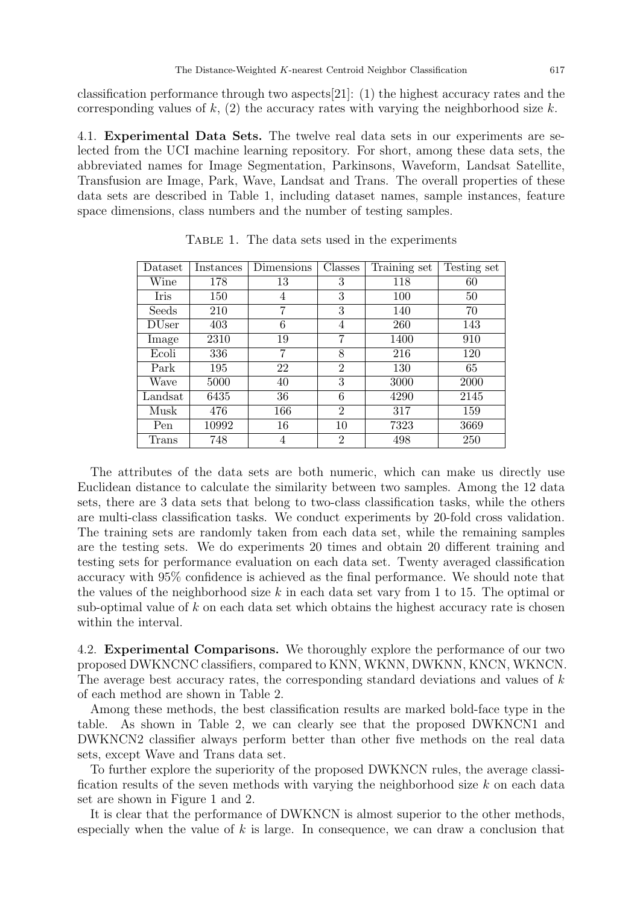classification performance through two aspects[21]: (1) the highest accuracy rates and the corresponding values of $k$, (2) the accuracy rates with varying the neighborhood size $k$.

4.1. **Experimental Data Sets.** The twelve real data sets in our experiments are selected from the UCI machine learning repository. For short, among these data sets, the abbreviated names for Image Segmentation, Parkinsons, Waveform, Landsat Satellite, Transfusion are Image, Park, Wave, Landsat and Trans. The overall properties of these data sets are described in Table 1, including dataset names, sample instances, feature space dimensions, class numbers and the number of testing samples.

Table 1. The data sets used in the experiments

| Dataset | Instances | Dimensions | Classes | Training set | Testing set |
|---|---|---|---|---|---|
| Wine | 178 | 13 | 3 | 118 | 60 |
| Iris | 150 | 4 | 3 | 100 | 50 |
| Seeds | 210 | 7 | 3 | 140 | 70 |
| DUser | 403 | 6 | 4 | 260 | 143 |
| Image | 2310 | 19 | 7 | 1400 | 910 |
| Ecoli | 336 | 7 | 8 | 216 | 120 |
| Park | 195 | 22 | 2 | 130 | 65 |
| Wave | 5000 | 40 | 3 | 3000 | 2000 |
| Landsat | 6435 | 36 | 6 | 4290 | 2145 |
| Musk | 476 | 166 | 2 | 317 | 159 |
| Pen | 10992 | 16 | 10 | 7323 | 3669 |
| Trans | 748 | 4 | 2 | 498 | 250 |

The attributes of the data sets are both numeric, which can make us directly use Euclidean distance to calculate the similarity between two samples. Among the 12 data sets, there are 3 data sets that belong to two-class classification tasks, while the others are multi-class classification tasks. We conduct experiments by 20-fold cross validation. The training sets are randomly taken from each data set, while the remaining samples are the testing sets. We do experiments 20 times and obtain 20 different training and testing sets for performance evaluation on each data set. Twenty averaged classification accuracy with 95% confidence is achieved as the final performance. We should note that the values of the neighborhood size $k$ in each data set vary from 1 to 15. The optimal or sub-optimal value of $k$ on each data set which obtains the highest accuracy rate is chosen within the interval.

4.2. **Experimental Comparisons.** We thoroughly explore the performance of our two proposed DWKNCNC classifiers, compared to KNN, WKNN, DWKNN, KNCN, WKNCN. The average best accuracy rates, the corresponding standard deviations and values of $k$ of each method are shown in Table 2.

Among these methods, the best classification results are marked bold-face type in the table. As shown in Table 2, we can clearly see that the proposed DWKNCN1 and DWKNCN2 classifier always perform better than other five methods on the real data sets, except Wave and Trans data set.

To further explore the superiority of the proposed DWKNCN rules, the average classification results of the seven methods with varying the neighborhood size $k$ on each data set are shown in Figure 1 and 2.

It is clear that the performance of DWKNCN is almost superior to the other methods, especially when the value of $k$ is large. In consequence, we can draw a conclusion that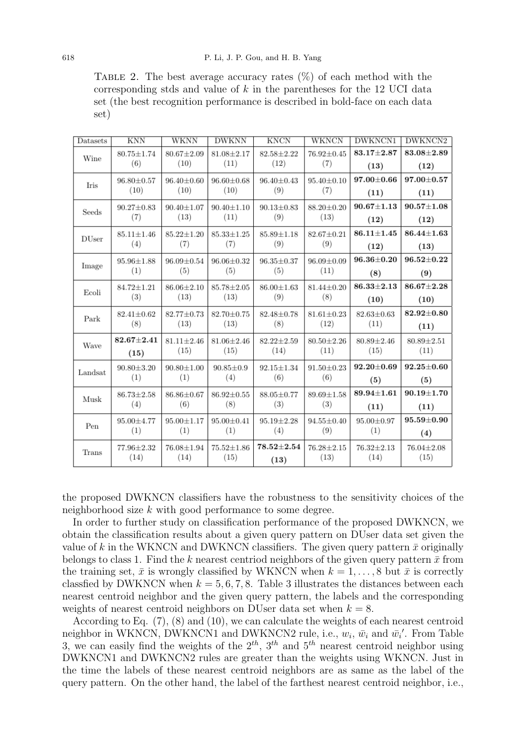Table 2. The best average accuracy rates (%) of each method with the corresponding stds and value of $k$ in the parentheses for the 12 UCI data set (the best recognition performance is described in bold-face on each data set)

| Datasets | KNN | WKNN | DWKNN | KNCN | WKNCN | DWKNCN1 | DWKNCN2 |
|---|---|---|---|---|---|---|---|
| Wine | 80.75±1.74 (6) | 80.67±2.09 (10) | 81.08±2.17 (11) | 82.58±2.22 (12) | 76.92±0.45 (7) | **83.17±2.87 (13)** | **83.08±2.89 (12)** |
| Iris | 96.80±0.57 (10) | 96.40±0.60 (10) | 96.60±0.68 (10) | 96.40±0.43 (9) | 95.40±0.10 (7) | **97.00±0.66 (11)** | **97.00±0.57 (11)** |
| Seeds | 90.27±0.83 (7) | 90.40±1.07 (13) | 90.40±1.10 (11) | 90.13±0.83 (9) | 88.20±0.20 (13) | **90.67±1.13 (12)** | **90.57±1.08 (12)** |
| DUser | 85.11±1.46 (4) | 85.22±1.20 (7) | 85.33±1.25 (7) | 85.89±1.18 (9) | 82.67±0.21 (9) | **86.11±1.45 (12)** | **86.44±1.63 (13)** |
| Image | 95.96±1.88 (1) | 96.09±0.54 (5) | 96.06±0.32 (5) | 96.35±0.37 (5) | 96.09±0.09 (11) | **96.36±0.20 (8)** | **96.52±0.22 (9)** |
| Ecoli | 84.72±1.21 (3) | 86.06±2.10 (13) | 85.78±2.05 (13) | 86.00±1.63 (9) | 81.44±0.20 (8) | **86.33±2.13 (10)** | **86.67±2.28 (10)** |
| Park | 82.41±0.62 (8) | 82.77±0.73 (13) | 82.70±0.75 (13) | 82.48±0.78 (8) | 81.61±0.23 (12) | 82.63±0.63 (11) | **82.92±0.80 (11)** |
| Wave | **82.67±2.41 (15)** | 81.11±2.46 (15) | 81.06±2.46 (15) | 82.22±2.59 (14) | 80.50±2.26 (11) | 80.89±2.46 (15) | 80.89±2.51 (11) |
| Landsat | 90.80±3.20 (1) | 90.80±1.00 (1) | 90.85±0.9 (4) | 92.15±1.34 (6) | 91.50±0.23 (6) | **92.20±0.69 (5)** | **92.25±0.60 (5)** |
| Musk | 86.73±2.58 (4) | 86.86±0.67 (6) | 86.92±0.55 (8) | 88.05±0.77 (3) | 89.69±1.58 (3) | **89.94±1.61 (11)** | **90.19±1.70 (11)** |
| Pen | 95.00±4.77 (1) | 95.00±1.17 (1) | 95.00±0.41 (1) | 95.19±2.28 (4) | 94.55±0.40 (9) | 95.00±0.97 (1) | **95.59±0.90 (4)** |
| Trans | 77.96±2.32 (14) | 76.08±1.94 (14) | 75.52±1.86 (15) | **78.52±2.54 (13)** | 76.28±2.15 (13) | 76.32±2.13 (14) | 76.04±2.08 (15) |

the proposed DWKNCN classifiers have the robustness to the sensitivity choices of the neighborhood size $k$ with good performance to some degree.

In order to further study on classification performance of the proposed DWKNCN, we obtain the classification results about a given query pattern on DUser data set given the value of $k$ in the WKNCN and DWKNCN classifiers. The given query pattern $\bar{x}$ originally belongs to class 1. Find the $k$ nearest centriod neighbors of the given query pattern $\bar{x}$ from the training set, $\bar{x}$ is wrongly classified by WKNCN when $k = 1, \ldots, 8$ but $\bar{x}$ is correctly classfied by DWKNCN when $k = 5, 6, 7, 8$. Table 3 illustrates the distances between each nearest centroid neighbor and the given query pattern, the labels and the corresponding weights of nearest centroid neighbors on DUser data set when $k = 8$.

According to Eq. (7), (8) and (10), we can calculate the weights of each nearest centroid neighbor in WKNCN, DWKNCN1 and DWKNCN2 rule, i.e., $w_i$, $\bar{w}_i$ and $\bar{w}_i{}'$. From Table 3, we can easily find the weights of the $2^{th}$, $3^{th}$ and $5^{th}$ nearest centroid neighbor using DWKNCN1 and DWKNCN2 rules are greater than the weights using WKNCN. Just in the time the labels of these nearest centroid neighbors are as same as the label of the query pattern. On the other hand, the label of the farthest nearest centroid neighbor, i.e.,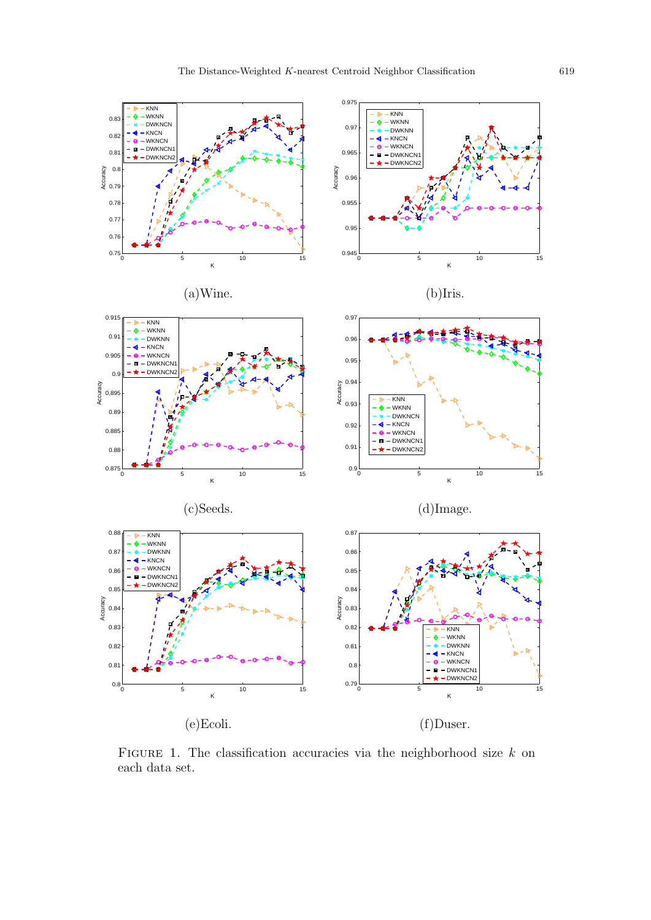(a)Wine.

(b)Iris.

(c)Seeds.

(d)Image.

(e)Ecoli.

(f)Duser.

FIGURE 1. The classification accuracies via the neighborhood size $k$ on each data set.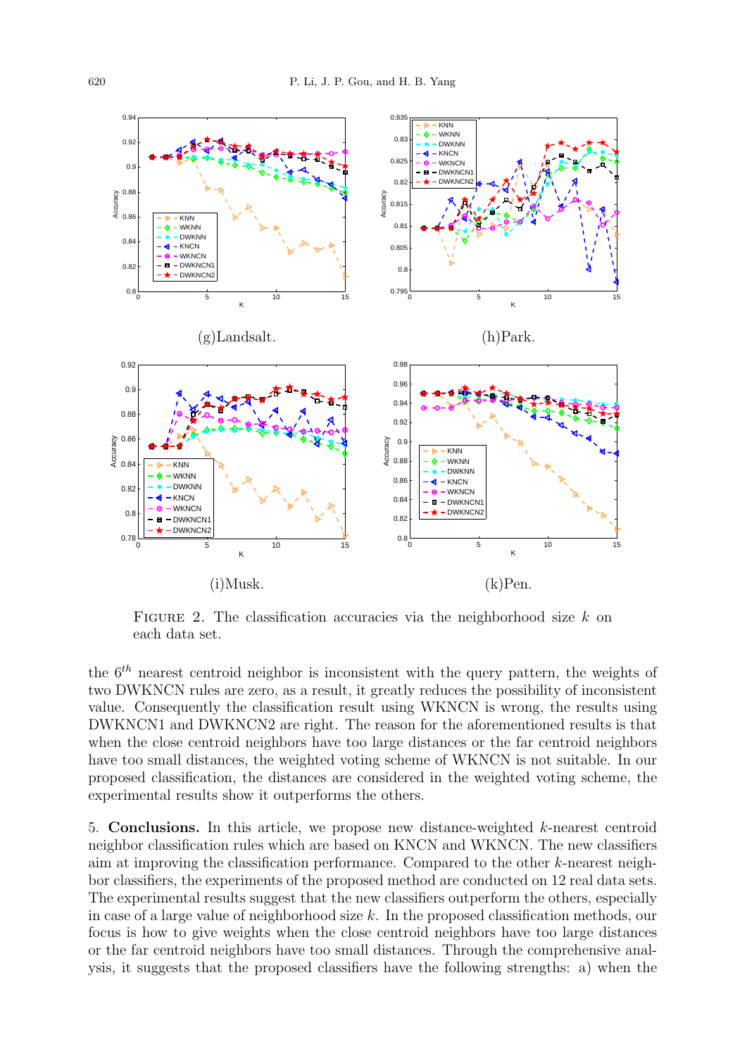(g)Landsalt.

(h)Park.

(i)Musk.

(k)Pen.

FIGURE 2. The classification accuracies via the neighborhood size $k$ on each data set.

the $6^{th}$ nearest centroid neighbor is inconsistent with the query pattern, the weights of two DWKNCN rules are zero, as a result, it greatly reduces the possibility of inconsistent value. Consequently the classification result using WKNCN is wrong, the results using DWKNCN1 and DWKNCN2 are right. The reason for the aforementioned results is that when the close centroid neighbors have too large distances or the far centroid neighbors have too small distances, the weighted voting scheme of WKNCN is not suitable. In our proposed classification, the distances are considered in the weighted voting scheme, the experimental results show it outperforms the others.

5. **Conclusions.** In this article, we propose new distance-weighted $k$-nearest centroid neighbor classification rules which are based on KNCN and WKNCN. The new classifiers aim at improving the classification performance. Compared to the other $k$-nearest neighbor classifiers, the experiments of the proposed method are conducted on 12 real data sets. The experimental results suggest that the new classifiers outperform the others, especially in case of a large value of neighborhood size $k$. In the proposed classification methods, our focus is how to give weights when the close centroid neighbors have too large distances or the far centroid neighbors have too small distances. Through the comprehensive analysis, it suggests that the proposed classifiers have the following strengths: a) when the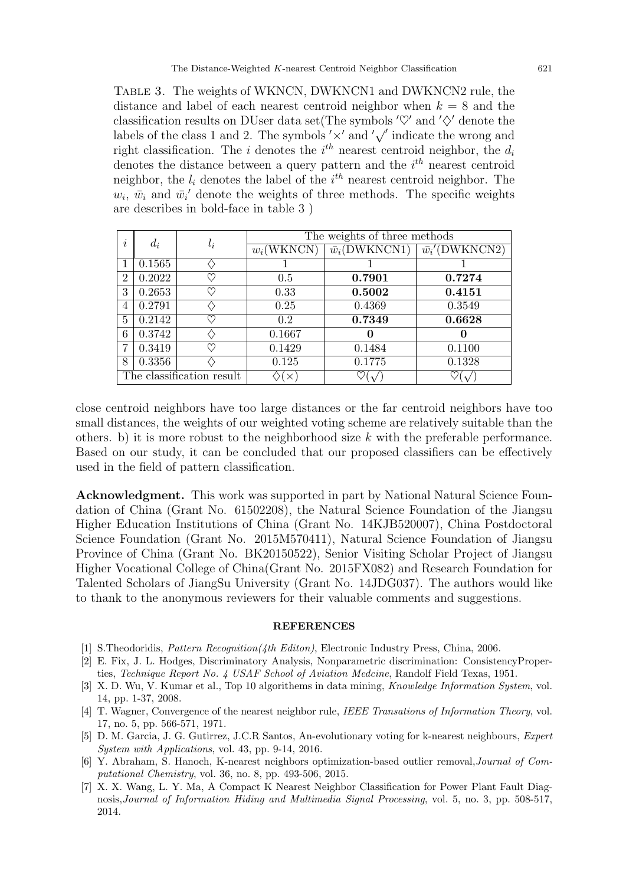Table 3. The weights of WKNCN, DWKNCN1 and DWKNCN2 rule, the distance and label of each nearest centroid neighbor when $k = 8$ and the classification results on DUser data set(The symbols $'\heartsuit'$ and $'\diamondsuit'$ denote the labels of the class 1 and 2. The symbols $'\times'$ and $'\surd'$ indicate the wrong and right classification. The $i$ denotes the $i^{th}$ nearest centroid neighbor, the $d_i$ denotes the distance between a query pattern and the $i^{th}$ nearest centroid neighbor, the $l_i$ denotes the label of the $i^{th}$ nearest centroid neighbor. The $w_i$, $\bar{w}_i$ and $\bar{w}_i{}'$ denote the weights of three methods. The specific weights are describes in bold-face in table 3 )

| $i$ | $d_i$ | $l_i$ | The weights of three methods | | |
|---|---|---|---|---|---|
| | | | $w_i$(WKNCN) | $\bar{w}_i$(DWKNCN1) | $\bar{w}_i{}'$(DWKNCN2) |
| 1 | 0.1565 | $\diamondsuit$ | 1 | 1 | 1 |
| 2 | 0.2022 | $\heartsuit$ | 0.5 | **0.7901** | **0.7274** |
| 3 | 0.2653 | $\heartsuit$ | 0.33 | **0.5002** | **0.4151** |
| 4 | 0.2791 | $\diamondsuit$ | 0.25 | 0.4369 | 0.3549 |
| 5 | 0.2142 | $\heartsuit$ | 0.2 | **0.7349** | **0.6628** |
| 6 | 0.3742 | $\diamondsuit$ | 0.1667 | **0** | **0** |
| 7 | 0.3419 | $\heartsuit$ | 0.1429 | 0.1484 | 0.1100 |
| 8 | 0.3356 | $\diamondsuit$ | 0.125 | 0.1775 | 0.1328 |
| The classification result | | | $\diamondsuit(\times)$ | $\heartsuit(\surd)$ | $\heartsuit(\surd)$ |

close centroid neighbors have too large distances or the far centroid neighbors have too small distances, the weights of our weighted voting scheme are relatively suitable than the others. b) it is more robust to the neighborhood size $k$ with the preferable performance. Based on our study, it can be concluded that our proposed classifiers can be effectively used in the field of pattern classification.

**Acknowledgment.** This work was supported in part by National Natural Science Foundation of China (Grant No. 61502208), the Natural Science Foundation of the Jiangsu Higher Education Institutions of China (Grant No. 14KJB520007), China Postdoctoral Science Foundation (Grant No. 2015M570411), Natural Science Foundation of Jiangsu Province of China (Grant No. BK20150522), Senior Visiting Scholar Project of Jiangsu Higher Vocational College of China(Grant No. 2015FX082) and Research Foundation for Talented Scholars of JiangSu University (Grant No. 14JDG037). The authors would like to thank to the anonymous reviewers for their valuable comments and suggestions.

## REFERENCES

[1] S.Theodoridis, *Pattern Recognition(4th Editon)*, Electronic Industry Press, China, 2006.

[2] E. Fix, J. L. Hodges, Discriminatory Analysis, Nonparametric discrimination: ConsistencyProperties, *Technique Report No. 4 USAF School of Aviation Medcine*, Randolf Field Texas, 1951.

[3] X. D. Wu, V. Kumar et al., Top 10 algorithems in data mining, *Knowledge Information System*, vol. 14, pp. 1-37, 2008.

[4] T. Wagner, Convergence of the nearest neighbor rule, *IEEE Transations of Information Theory*, vol. 17, no. 5, pp. 566-571, 1971.

[5] D. M. Garcia, J. G. Gutirrez, J.C.R Santos, An-evolutionary voting for k-nearest neighbours, *Expert System with Applications*, vol. 43, pp. 9-14, 2016.

[6] Y. Abraham, S. Hanoch, K-nearest neighbors optimization-based outlier removal,*Journal of Computational Chemistry*, vol. 36, no. 8, pp. 493-506, 2015.

[7] X. X. Wang, L. Y. Ma, A Compact K Nearest Neighbor Classification for Power Plant Fault Diagnosis,*Journal of Information Hiding and Multimedia Signal Processing*, vol. 5, no. 3, pp. 508-517, 2014.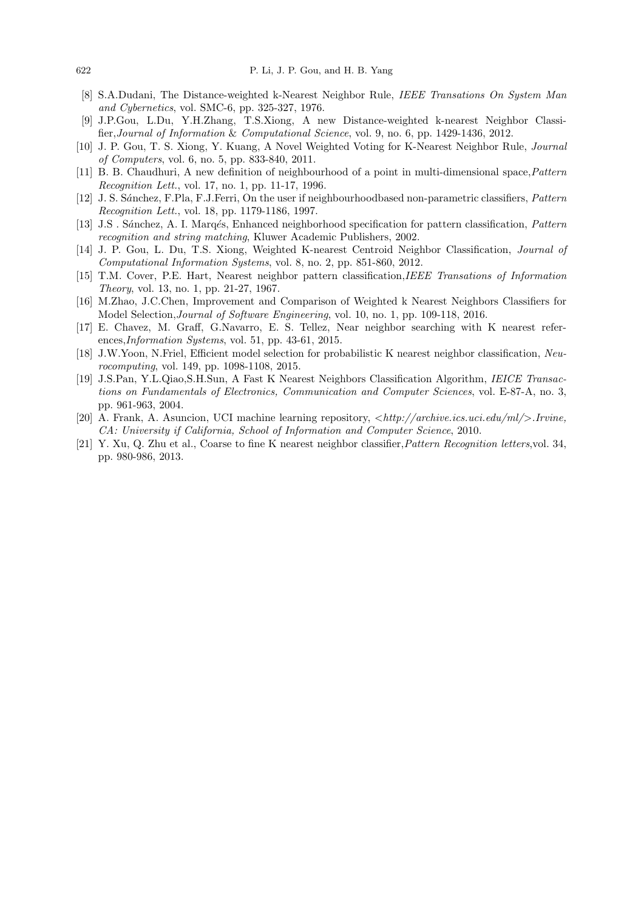[8] S.A.Dudani, The Distance-weighted k-Nearest Neighbor Rule, *IEEE Transations On System Man and Cybernetics*, vol. SMC-6, pp. 325-327, 1976.

[9] J.P.Gou, L.Du, Y.H.Zhang, T.S.Xiong, A new Distance-weighted k-nearest Neighbor Classifier,*Journal of Information & Computational Science*, vol. 9, no. 6, pp. 1429-1436, 2012.

[10] J. P. Gou, T. S. Xiong, Y. Kuang, A Novel Weighted Voting for K-Nearest Neighbor Rule, *Journal of Computers*, vol. 6, no. 5, pp. 833-840, 2011.

[11] B. B. Chaudhuri, A new definition of neighbourhood of a point in multi-dimensional space,*Pattern Recognition Lett.*, vol. 17, no. 1, pp. 11-17, 1996.

[12] J. S. Sánchez, F.Pla, F.J.Ferri, On the user if neighbourhoodbased non-parametric classifiers, *Pattern Recognition Lett.*, vol. 18, pp. 1179-1186, 1997.

[13] J.S . Sánchez, A. I. Marqés, Enhanced neighborhood specification for pattern classification, *Pattern recognition and string matching*, Kluwer Academic Publishers, 2002.

[14] J. P. Gou, L. Du, T.S. Xiong, Weighted K-nearest Centroid Neighbor Classification, *Journal of Computational Information Systems*, vol. 8, no. 2, pp. 851-860, 2012.

[15] T.M. Cover, P.E. Hart, Nearest neighbor pattern classification,*IEEE Transations of Information Theory*, vol. 13, no. 1, pp. 21-27, 1967.

[16] M.Zhao, J.C.Chen, Improvement and Comparison of Weighted k Nearest Neighbors Classifiers for Model Selection,*Journal of Software Engineering*, vol. 10, no. 1, pp. 109-118, 2016.

[17] E. Chavez, M. Graff, G.Navarro, E. S. Tellez, Near neighbor searching with K nearest references,*Information Systems*, vol. 51, pp. 43-61, 2015.

[18] J.W.Yoon, N.Friel, Efficient model selection for probabilistic K nearest neighbor classification, *Neurocomputing*, vol. 149, pp. 1098-1108, 2015.

[19] J.S.Pan, Y.L.Qiao,S.H.Sun, A Fast K Nearest Neighbors Classification Algorithm, *IEICE Transactions on Fundamentals of Electronics, Communication and Computer Sciences*, vol. E-87-A, no. 3, pp. 961-963, 2004.

[20] A. Frank, A. Asuncion, UCI machine learning repository, *<http://archive.ics.uci.edu/ml/>.Irvine, CA: University if California, School of Information and Computer Science*, 2010.

[21] Y. Xu, Q. Zhu et al., Coarse to fine K nearest neighbor classifier,*Pattern Recognition letters*,vol. 34, pp. 980-986, 2013.